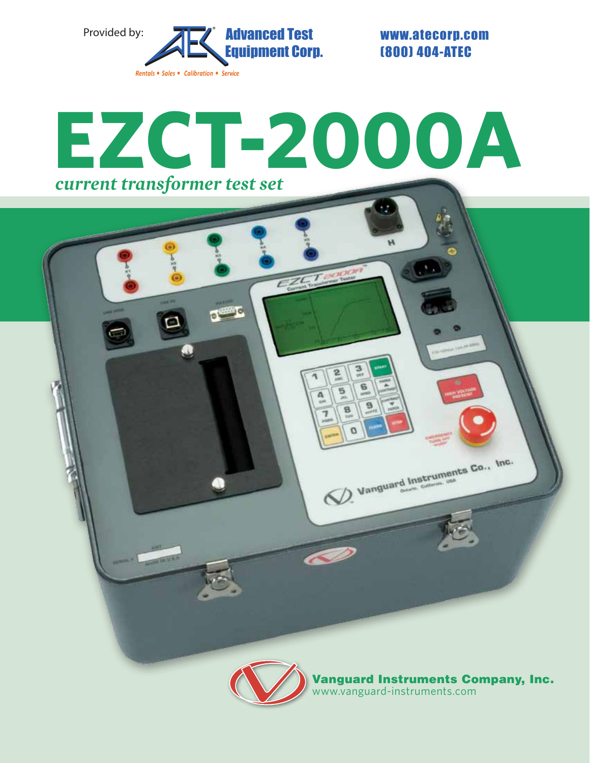Provided by: Advanced Test Equipment Corp.

Rentals • Sales • Calibration • Service

www.atecorp.com
(800) 404-ATEC

# EZCT-2000A

*current transformer test set*

**Vanguard Instruments Company, Inc.**
www.vanguard-instruments.com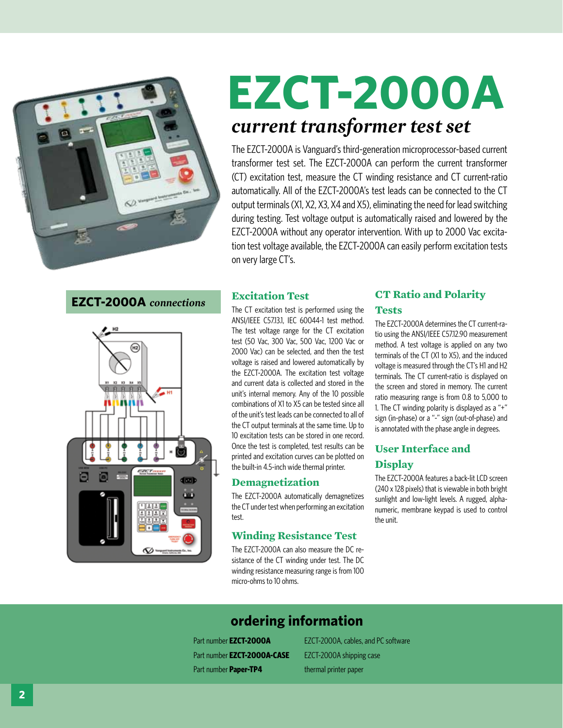# EZCT-2000A

## *current transformer test set*

The EZCT-2000A is Vanguard's third-generation microprocessor-based current transformer test set. The EZCT-2000A can perform the current transformer (CT) excitation test, measure the CT winding resistance and CT current-ratio automatically. All of the EZCT-2000A's test leads can be connected to the CT output terminals (X1, X2, X3, X4 and X5), eliminating the need for lead switching during testing. Test voltage output is automatically raised and lowered by the EZCT-2000A without any operator intervention. With up to 2000 Vac excitation test voltage available, the EZCT-2000A can easily perform excitation tests on very large CT's.

### EZCT-2000A *connections*

### Excitation Test

The CT excitation test is performed using the ANSI/IEEE C57.13.1, IEC 60044-1 test method. The test voltage range for the CT excitation test (50 Vac, 300 Vac, 500 Vac, 1200 Vac or 2000 Vac) can be selected, and then the test voltage is raised and lowered automatically by the EZCT-2000A. The excitation test voltage and current data is collected and stored in the unit's internal memory. Any of the 10 possible combinations of X1 to X5 can be tested since all of the unit's test leads can be connected to all of the CT output terminals at the same time. Up to 10 excitation tests can be stored in one record. Once the test is completed, test results can be printed and excitation curves can be plotted on the built-in 4.5-inch wide thermal printer.

### Demagnetization

The EZCT-2000A automatically demagnetizes the CT under test when performing an excitation test.

### Winding Resistance Test

The EZCT-2000A can also measure the DC resistance of the CT winding under test. The DC winding resistance measuring range is from 100 micro-ohms to 10 ohms.

### CT Ratio and Polarity Tests

The EZCT-2000A determines the CT current-ratio using the ANSI/IEEE C57.12.90 measurement method. A test voltage is applied on any two terminals of the CT (X1 to X5), and the induced voltage is measured through the CT's H1 and H2 terminals. The CT current-ratio is displayed on the screen and stored in memory. The current ratio measuring range is from 0.8 to 5,000 to 1. The CT winding polarity is displayed as a "+" sign (in-phase) or a "-" sign (out-of-phase) and is annotated with the phase angle in degrees.

### User Interface and Display

The EZCT-2000A features a back-lit LCD screen (240 x 128 pixels) that is viewable in both bright sunlight and low-light levels. A rugged, alpha-numeric, membrane keypad is used to control the unit.

## ordering information

| | |
|---|---|
| Part number **EZCT-2000A** | EZCT-2000A, cables, and PC software |
| Part number **EZCT-2000A-CASE** | EZCT-2000A shipping case |
| Part number **Paper-TP4** | thermal printer paper |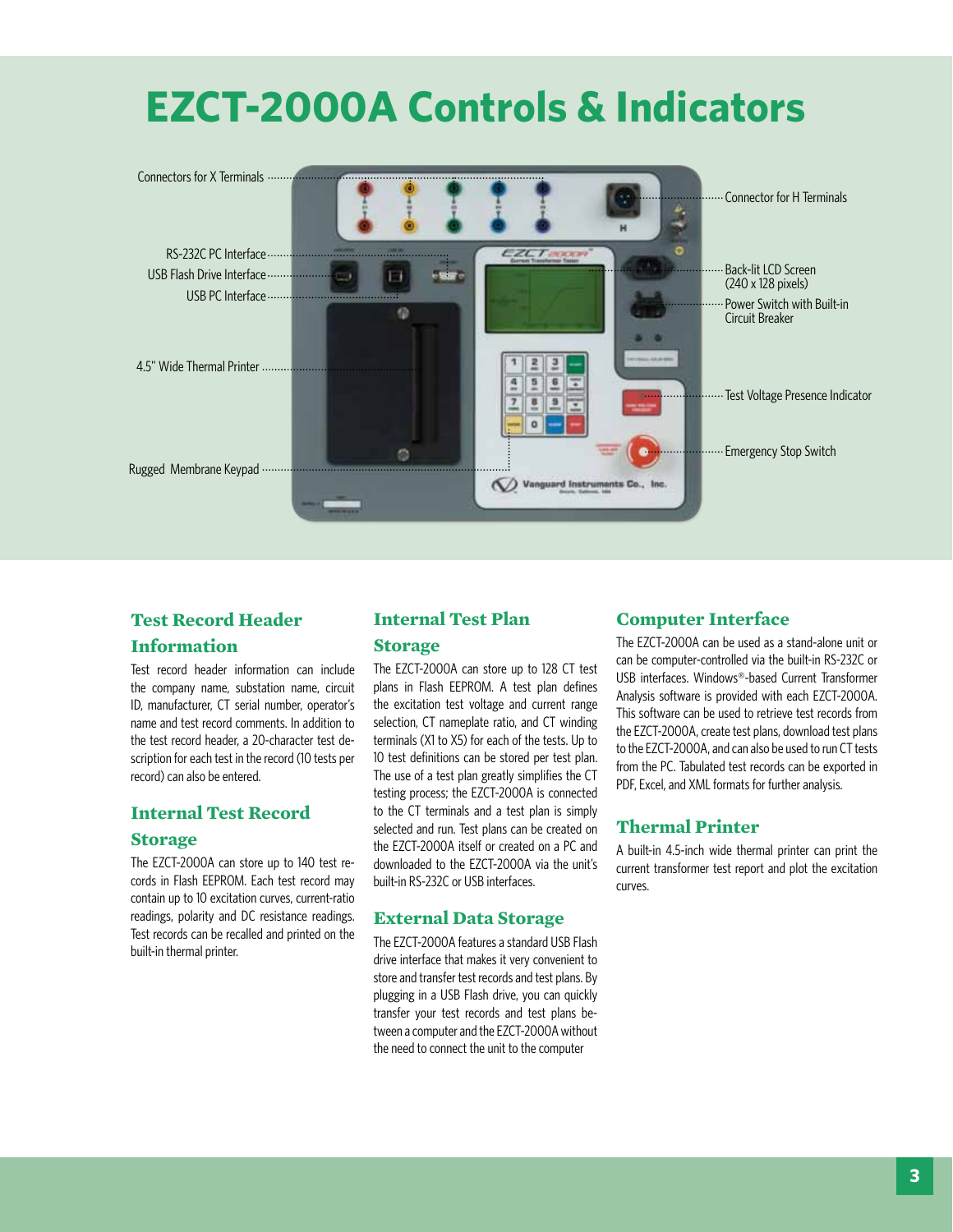# EZCT-2000A Controls & Indicators

Connectors for X Terminals

RS-232C PC Interface

USB Flash Drive Interface

USB PC Interface

4.5" Wide Thermal Printer

Rugged Membrane Keypad

Connector for H Terminals

Back-lit LCD Screen (240 x 128 pixels)

Power Switch with Built-in Circuit Breaker

Test Voltage Presence Indicator

Emergency Stop Switch

## Test Record Header Information

Test record header information can include the company name, substation name, circuit ID, manufacturer, CT serial number, operator's name and test record comments. In addition to the test record header, a 20-character test description for each test in the record (10 tests per record) can also be entered.

## Internal Test Record Storage

The EZCT-2000A can store up to 140 test records in Flash EEPROM. Each test record may contain up to 10 excitation curves, current-ratio readings, polarity and DC resistance readings. Test records can be recalled and printed on the built-in thermal printer.

## Internal Test Plan Storage

The EZCT-2000A can store up to 128 CT test plans in Flash EEPROM. A test plan defines the excitation test voltage and current range selection, CT nameplate ratio, and CT winding terminals (X1 to X5) for each of the tests. Up to 10 test definitions can be stored per test plan. The use of a test plan greatly simplifies the CT testing process; the EZCT-2000A is connected to the CT terminals and a test plan is simply selected and run. Test plans can be created on the EZCT-2000A itself or created on a PC and downloaded to the EZCT-2000A via the unit's built-in RS-232C or USB interfaces.

## External Data Storage

The EZCT-2000A features a standard USB Flash drive interface that makes it very convenient to store and transfer test records and test plans. By plugging in a USB Flash drive, you can quickly transfer your test records and test plans between a computer and the EZCT-2000A without the need to connect the unit to the computer

## Computer Interface

The EZCT-2000A can be used as a stand-alone unit or can be computer-controlled via the built-in RS-232C or USB interfaces. Windows®-based Current Transformer Analysis software is provided with each EZCT-2000A. This software can be used to retrieve test records from the EZCT-2000A, create test plans, download test plans to the EZCT-2000A, and can also be used to run CT tests from the PC. Tabulated test records can be exported in PDF, Excel, and XML formats for further analysis.

## Thermal Printer

A built-in 4.5-inch wide thermal printer can print the current transformer test report and plot the excitation curves.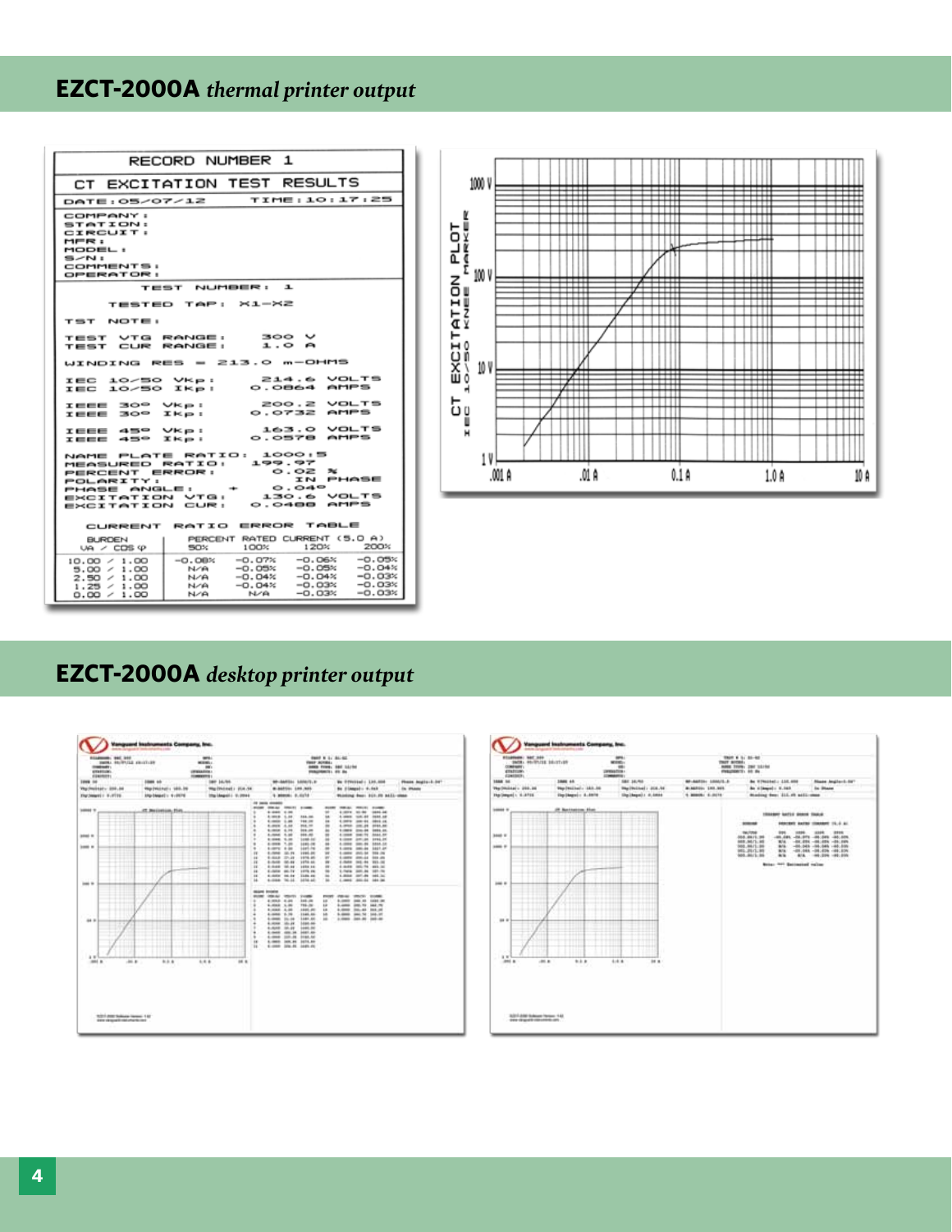## EZCT-2000A *thermal printer output*

RECORD NUMBER 1

CT EXCITATION TEST RESULTS

DATE:05/07/12 TIME:10:17:25

COMPANY:
STATION:
CIRCUIT:
MFR:
MODEL:
S/N:
COMMENTS:
OPERATOR:

TEST NUMBER: 1

TESTED TAP: X1-X2

TST NOTE:

TEST VTG RANGE: 300 V
TEST CUR RANGE: 1.0 A

WINDING RES = 213.0 m-OHMS

IEC 10/50 Vkp: 214.6 VOLTS
IEC 10/50 Ikp: 0.0864 AMPS

IEEE 30° Vkp: 200.2 VOLTS
IEEE 30° Ikp: 0.0732 AMPS

IEEE 45° Vkp: 163.0 VOLTS
IEEE 45° Ikp: 0.0578 AMPS

NAME PLATE RATIO: 1000:5
MEASURED RATIO: 199.97
PERCENT ERROR: 0.02 %
POLARITY: IN PHASE
PHASE ANGLE: + 0.04°
EXCITATION VTG: 130.6 VOLTS
EXCITATION CUR: 0.0488 AMPS

CURRENT RATIO ERROR TABLE

| BURDEN VA / COS φ | PERCENT RATED CURRENT (5.0 A) 50% | 100% | 120% | 200% |
|---|---|---|---|---|
| 10.00 / 1.00 | -0.08% | -0.07% | -0.06% | -0.05% |
| 5.00 / 1.00 | N/A | -0.05% | -0.05% | -0.04% |
| 2.50 / 1.00 | N/A | -0.04% | -0.04% | -0.03% |
| 1.25 / 1.00 | N/A | -0.04% | -0.03% | -0.03% |
| 0.00 / 1.00 | N/A | N/A | -0.03% | -0.03% |

CT EXCITATION PLOT
IEC 10/50 KNEE MARKER

## EZCT-2000A *desktop printer output*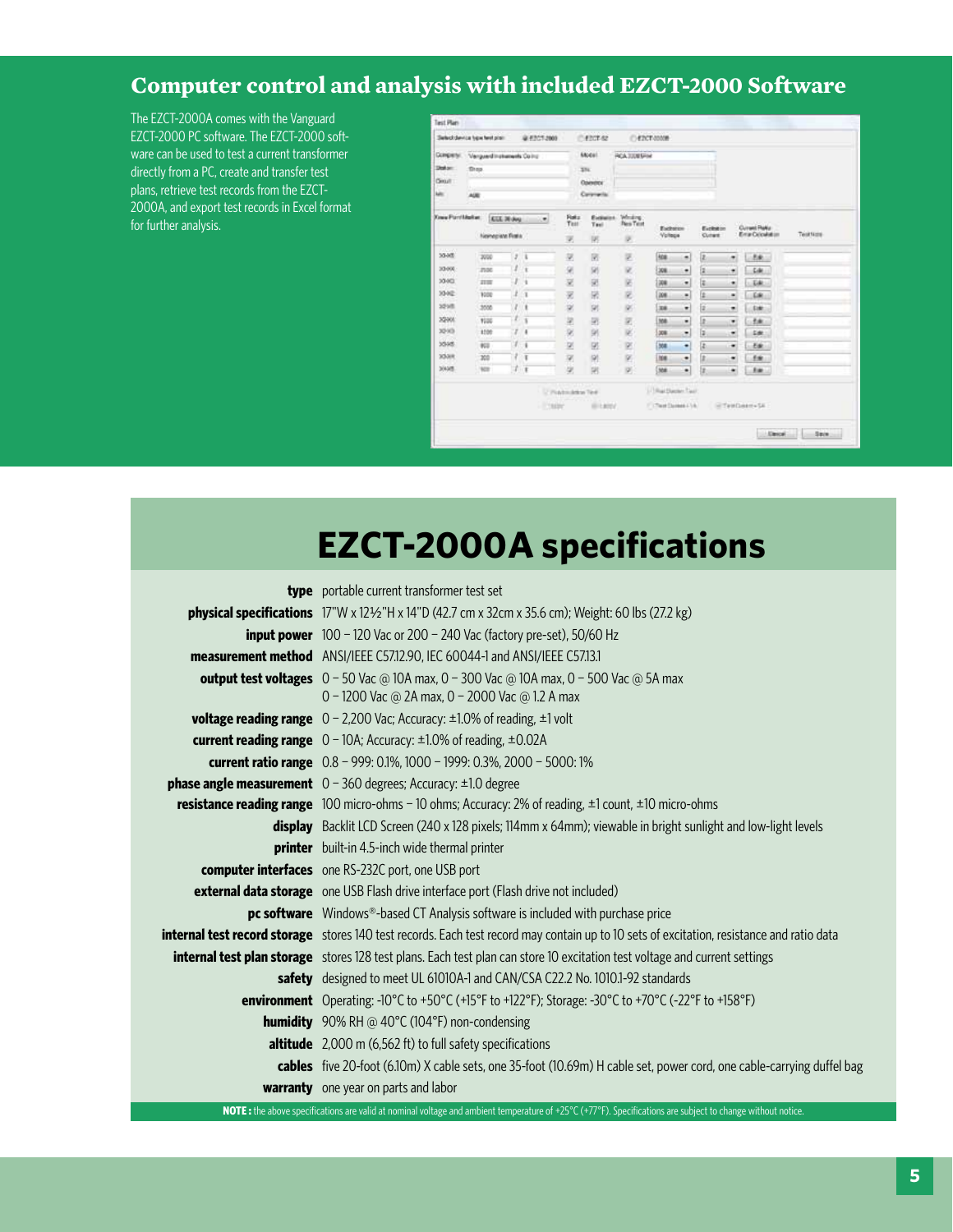## Computer control and analysis with included EZCT-2000 Software

The EZCT-2000A comes with the Vanguard EZCT-2000 PC software. The EZCT-2000 software can be used to test a current transformer directly from a PC, create and transfer test plans, retrieve test records from the EZCT-2000A, and export test records in Excel format for further analysis.

# EZCT-2000A specifications

| | |
|---|---|
| **type** | portable current transformer test set |
| **physical specifications** | 17"W x 12½"H x 14"D (42.7 cm x 32cm x 35.6 cm); Weight: 60 lbs (27.2 kg) |
| **input power** | 100 – 120 Vac or 200 – 240 Vac (factory pre-set), 50/60 Hz |
| **measurement method** | ANSI/IEEE C57.12.90, IEC 60044-1 and ANSI/IEEE C57.13.1 |
| **output test voltages** | 0 – 50 Vac @ 10A max, 0 – 300 Vac @ 10A max, 0 – 500 Vac @ 5A max<br>0 – 1200 Vac @ 2A max, 0 – 2000 Vac @ 1.2 A max |
| **voltage reading range** | 0 – 2,200 Vac; Accuracy: ±1.0% of reading, ±1 volt |
| **current reading range** | 0 – 10A; Accuracy: ±1.0% of reading, ±0.02A |
| **current ratio range** | 0.8 – 999: 0.1%, 1000 – 1999: 0.3%, 2000 – 5000: 1% |
| **phase angle measurement** | 0 – 360 degrees; Accuracy: ±1.0 degree |
| **resistance reading range** | 100 micro-ohms – 10 ohms; Accuracy: 2% of reading, ±1 count, ±10 micro-ohms |
| **display** | Backlit LCD Screen (240 x 128 pixels; 114mm x 64mm); viewable in bright sunlight and low-light levels |
| **printer** | built-in 4.5-inch wide thermal printer |
| **computer interfaces** | one RS-232C port, one USB port |
| **external data storage** | one USB Flash drive interface port (Flash drive not included) |
| **pc software** | Windows®-based CT Analysis software is included with purchase price |
| **internal test record storage** | stores 140 test records. Each test record may contain up to 10 sets of excitation, resistance and ratio data |
| **internal test plan storage** | stores 128 test plans. Each test plan can store 10 excitation test voltage and current settings |
| **safety** | designed to meet UL 61010A-1 and CAN/CSA C22.2 No. 1010.1-92 standards |
| **environment** | Operating: -10°C to +50°C (+15°F to +122°F); Storage: -30°C to +70°C (-22°F to +158°F) |
| **humidity** | 90% RH @ 40°C (104°F) non-condensing |
| **altitude** | 2,000 m (6,562 ft) to full safety specifications |
| **cables** | five 20-foot (6.10m) X cable sets, one 35-foot (10.69m) H cable set, power cord, one cable-carrying duffel bag |
| **warranty** | one year on parts and labor |

**NOTE :** the above specifications are valid at nominal voltage and ambient temperature of +25°C (+77°F). Specifications are subject to change without notice.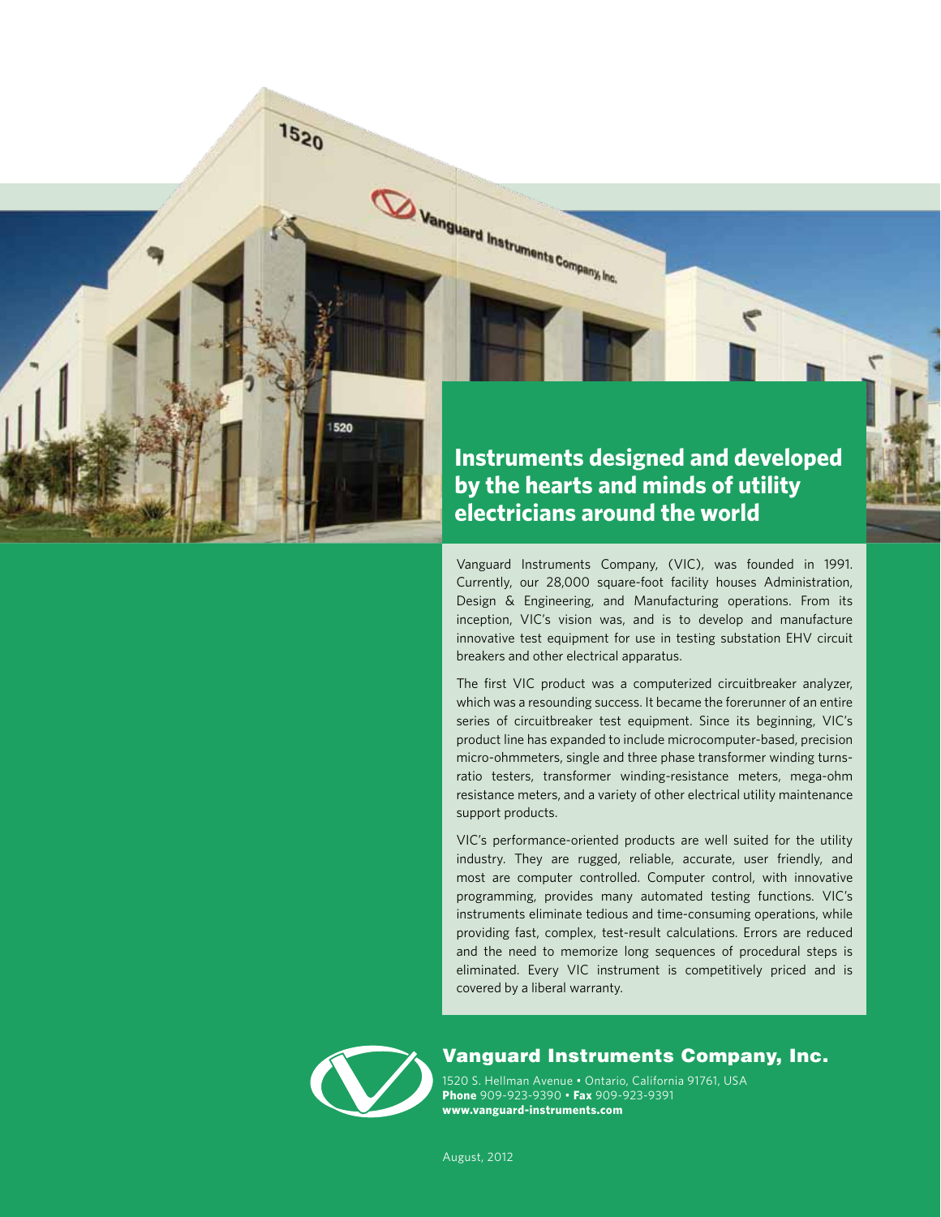## Instruments designed and developed by the hearts and minds of utility electricians around the world

Vanguard Instruments Company, (VIC), was founded in 1991. Currently, our 28,000 square-foot facility houses Administration, Design & Engineering, and Manufacturing operations. From its inception, VIC's vision was, and is to develop and manufacture innovative test equipment for use in testing substation EHV circuit breakers and other electrical apparatus.

The first VIC product was a computerized circuitbreaker analyzer, which was a resounding success. It became the forerunner of an entire series of circuitbreaker test equipment. Since its beginning, VIC's product line has expanded to include microcomputer-based, precision micro-ohmmeters, single and three phase transformer winding turns-ratio testers, transformer winding-resistance meters, mega-ohm resistance meters, and a variety of other electrical utility maintenance support products.

VIC's performance-oriented products are well suited for the utility industry. They are rugged, reliable, accurate, user friendly, and most are computer controlled. Computer control, with innovative programming, provides many automated testing functions. VIC's instruments eliminate tedious and time-consuming operations, while providing fast, complex, test-result calculations. Errors are reduced and the need to memorize long sequences of procedural steps is eliminated. Every VIC instrument is competitively priced and is covered by a liberal warranty.

### Vanguard Instruments Company, Inc.

1520 S. Hellman Avenue • Ontario, California 91761, USA
**Phone** 909-923-9390 • **Fax** 909-923-9391
**www.vanguard-instruments.com**

August, 2012